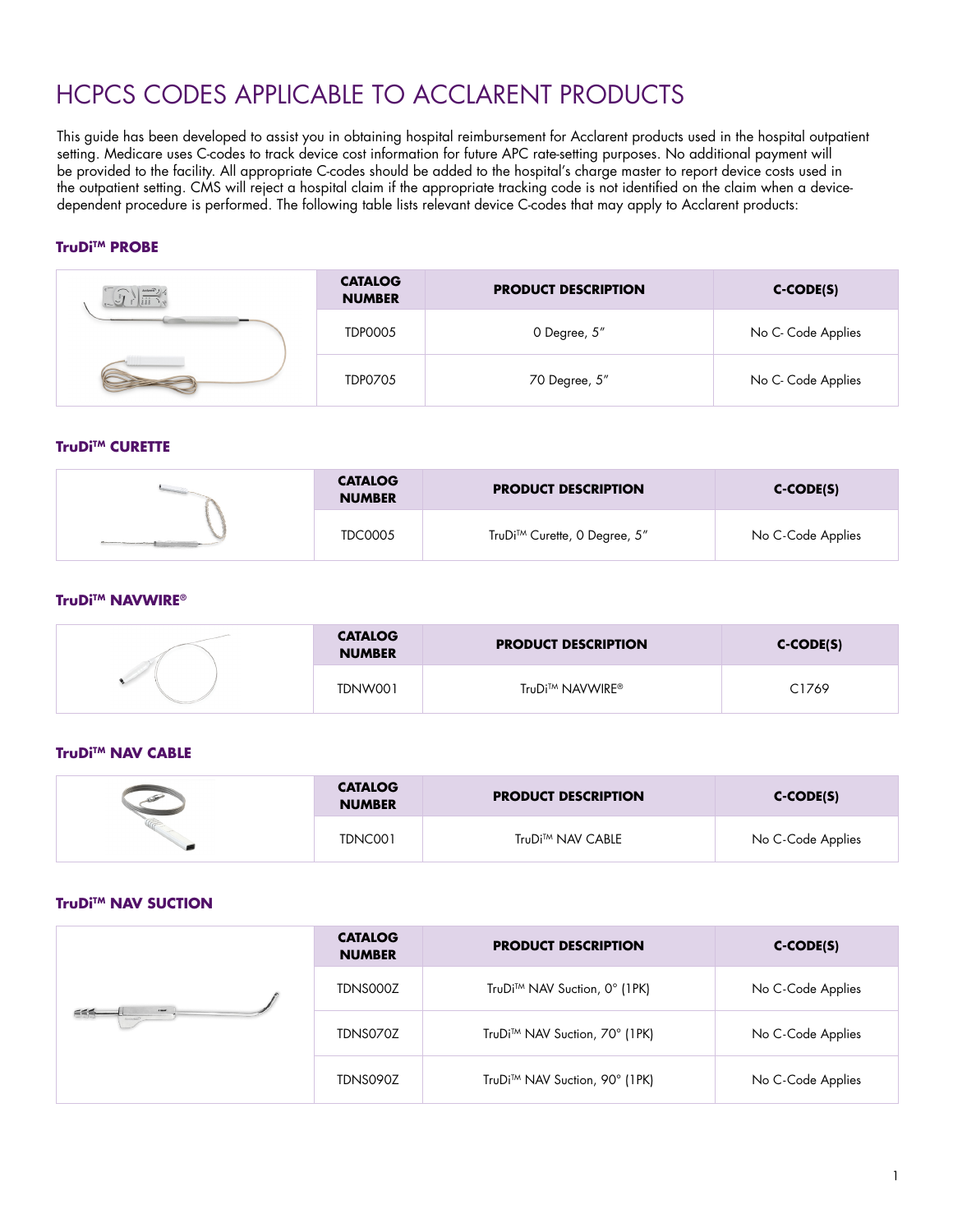# HCPCS CODES APPLICABLE TO ACCLARENT PRODUCTS

This guide has been developed to assist you in obtaining hospital reimbursement for Acclarent products used in the hospital outpatient setting. Medicare uses C-codes to track device cost information for future APC rate-setting purposes. No additional payment will be provided to the facility. All appropriate C-codes should be added to the hospital's charge master to report device costs used in the outpatient setting. CMS will reject a hospital claim if the appropriate tracking code is not identified on the claim when a device-dependent procedure is performed. The following table lists relevant device C-codes that may apply to Acclarent products:

### TruDi™ PROBE

| CATALOG NUMBER | PRODUCT DESCRIPTION | C-CODE(S) |
|---|---|---|
| TDP0005 | 0 Degree, 5" | No C- Code Applies |
| TDP0705 | 70 Degree, 5" | No C- Code Applies |

### TruDi™ CURETTE

| CATALOG NUMBER | PRODUCT DESCRIPTION | C-CODE(S) |
|---|---|---|
| TDC0005 | TruDi™ Curette, 0 Degree, 5" | No C-Code Applies |

### TruDi™ NAVWIRE®

| CATALOG NUMBER | PRODUCT DESCRIPTION | C-CODE(S) |
|---|---|---|
| TDNW001 | TruDi™ NAVWIRE® | C1769 |

### TruDi™ NAV CABLE

| CATALOG NUMBER | PRODUCT DESCRIPTION | C-CODE(S) |
|---|---|---|
| TDNC001 | TruDi™ NAV CABLE | No C-Code Applies |

### TruDi™ NAV SUCTION

| CATALOG NUMBER | PRODUCT DESCRIPTION | C-CODE(S) |
|---|---|---|
| TDNS000Z | TruDi™ NAV Suction, 0° (1PK) | No C-Code Applies |
| TDNS070Z | TruDi™ NAV Suction, 70° (1PK) | No C-Code Applies |
| TDNS090Z | TruDi™ NAV Suction, 90° (1PK) | No C-Code Applies |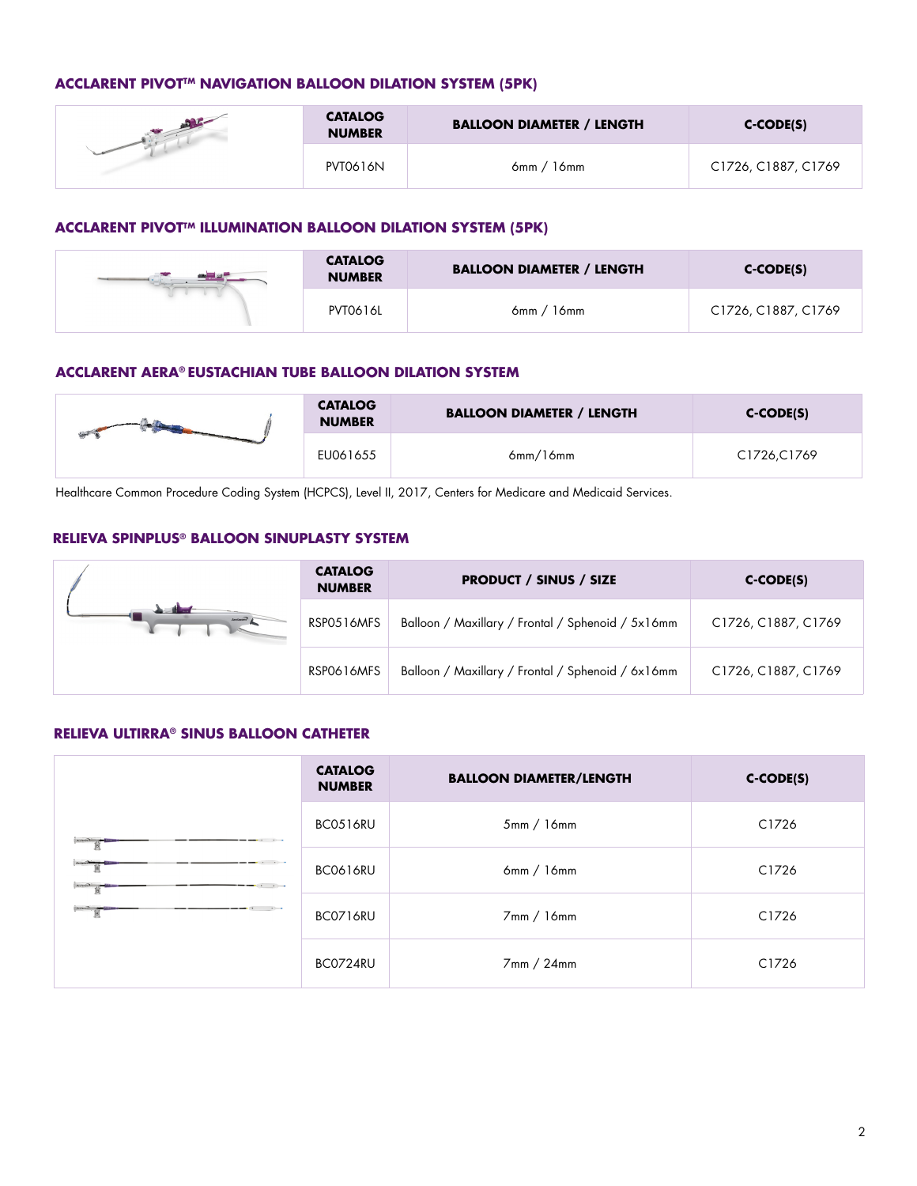### ACCLARENT PIVOT™ NAVIGATION BALLOON DILATION SYSTEM (5PK)

| CATALOG NUMBER | BALLOON DIAMETER / LENGTH | C-CODE(S) |
|---|---|---|
| PVT0616N | 6mm / 16mm | C1726, C1887, C1769 |

### ACCLARENT PIVOT™ ILLUMINATION BALLOON DILATION SYSTEM (5PK)

| CATALOG NUMBER | BALLOON DIAMETER / LENGTH | C-CODE(S) |
|---|---|---|
| PVT0616L | 6mm / 16mm | C1726, C1887, C1769 |

### ACCLARENT AERA® EUSTACHIAN TUBE BALLOON DILATION SYSTEM

| CATALOG NUMBER | BALLOON DIAMETER / LENGTH | C-CODE(S) |
|---|---|---|
| EU061655 | 6mm/16mm | C1726,C1769 |

Healthcare Common Procedure Coding System (HCPCS), Level II, 2017, Centers for Medicare and Medicaid Services.

### RELIEVA SPINPLUS® BALLOON SINUPLASTY SYSTEM

| CATALOG NUMBER | PRODUCT / SINUS / SIZE | C-CODE(S) |
|---|---|---|
| RSP0516MFS | Balloon / Maxillary / Frontal / Sphenoid / 5x16mm | C1726, C1887, C1769 |
| RSP0616MFS | Balloon / Maxillary / Frontal / Sphenoid / 6x16mm | C1726, C1887, C1769 |

### RELIEVA ULTIRRA® SINUS BALLOON CATHETER

| CATALOG NUMBER | BALLOON DIAMETER/LENGTH | C-CODE(S) |
|---|---|---|
| BC0516RU | 5mm / 16mm | C1726 |
| BC0616RU | 6mm / 16mm | C1726 |
| BC0716RU | 7mm / 16mm | C1726 |
| BC0724RU | 7mm / 24mm | C1726 |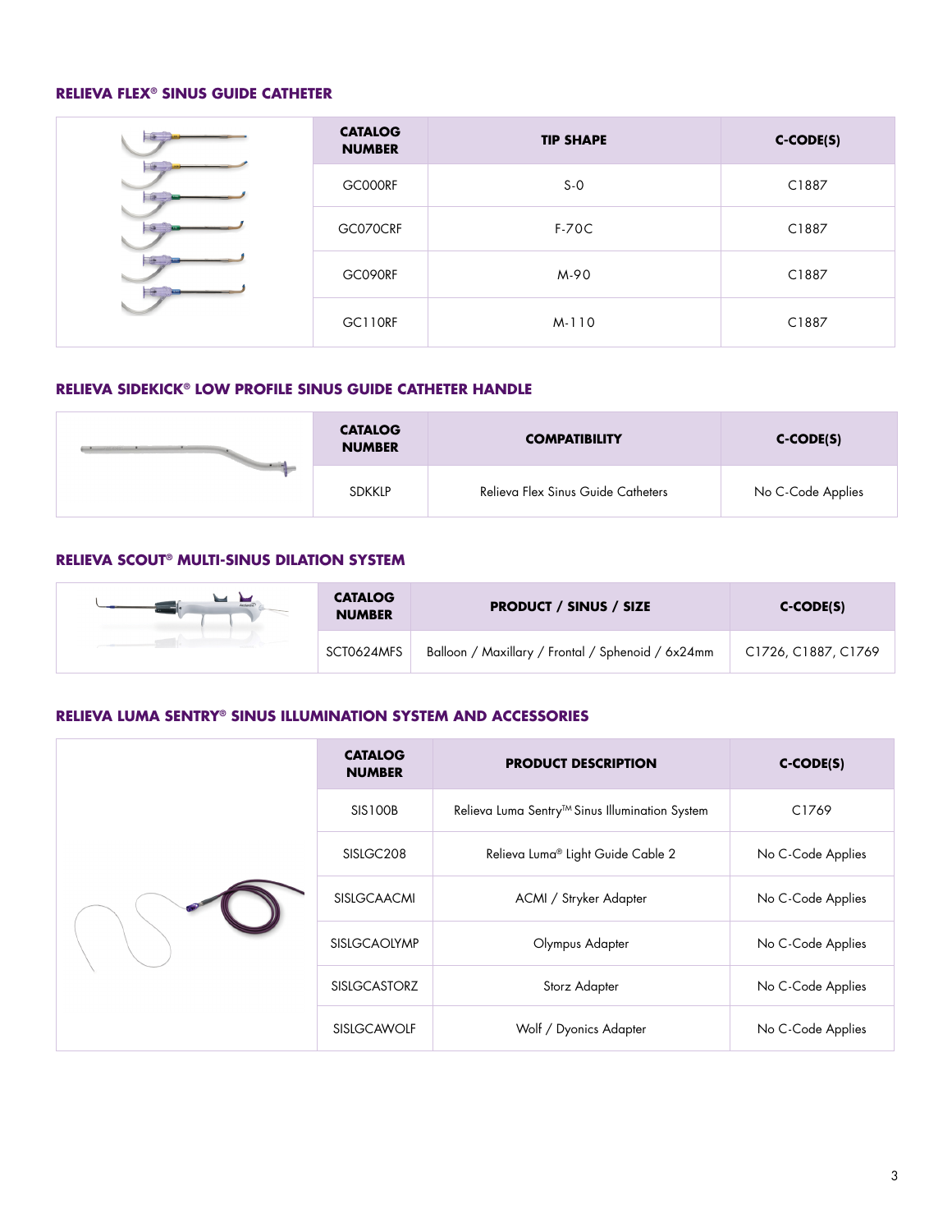### RELIEVA FLEX® SINUS GUIDE CATHETER

| CATALOG NUMBER | TIP SHAPE | C-CODE(S) |
|---|---|---|
| GC000RF | S-0 | C1887 |
| GC070CRF | F-70C | C1887 |
| GC090RF | M-90 | C1887 |
| GC110RF | M-110 | C1887 |

### RELIEVA SIDEKICK® LOW PROFILE SINUS GUIDE CATHETER HANDLE

| CATALOG NUMBER | COMPATIBILITY | C-CODE(S) |
|---|---|---|
| SDKKLP | Relieva Flex Sinus Guide Catheters | No C-Code Applies |

### RELIEVA SCOUT® MULTI-SINUS DILATION SYSTEM

| CATALOG NUMBER | PRODUCT / SINUS / SIZE | C-CODE(S) |
|---|---|---|
| SCT0624MFS | Balloon / Maxillary / Frontal / Sphenoid / 6x24mm | C1726, C1887, C1769 |

### RELIEVA LUMA SENTRY® SINUS ILLUMINATION SYSTEM AND ACCESSORIES

| CATALOG NUMBER | PRODUCT DESCRIPTION | C-CODE(S) |
|---|---|---|
| SIS100B | Relieva Luma Sentry™ Sinus Illumination System | C1769 |
| SISLGC208 | Relieva Luma® Light Guide Cable 2 | No C-Code Applies |
| SISLGCAACMI | ACMI / Stryker Adapter | No C-Code Applies |
| SISLGCAOLYMP | Olympus Adapter | No C-Code Applies |
| SISLGCASTORZ | Storz Adapter | No C-Code Applies |
| SISLGCAWOLF | Wolf / Dyonics Adapter | No C-Code Applies |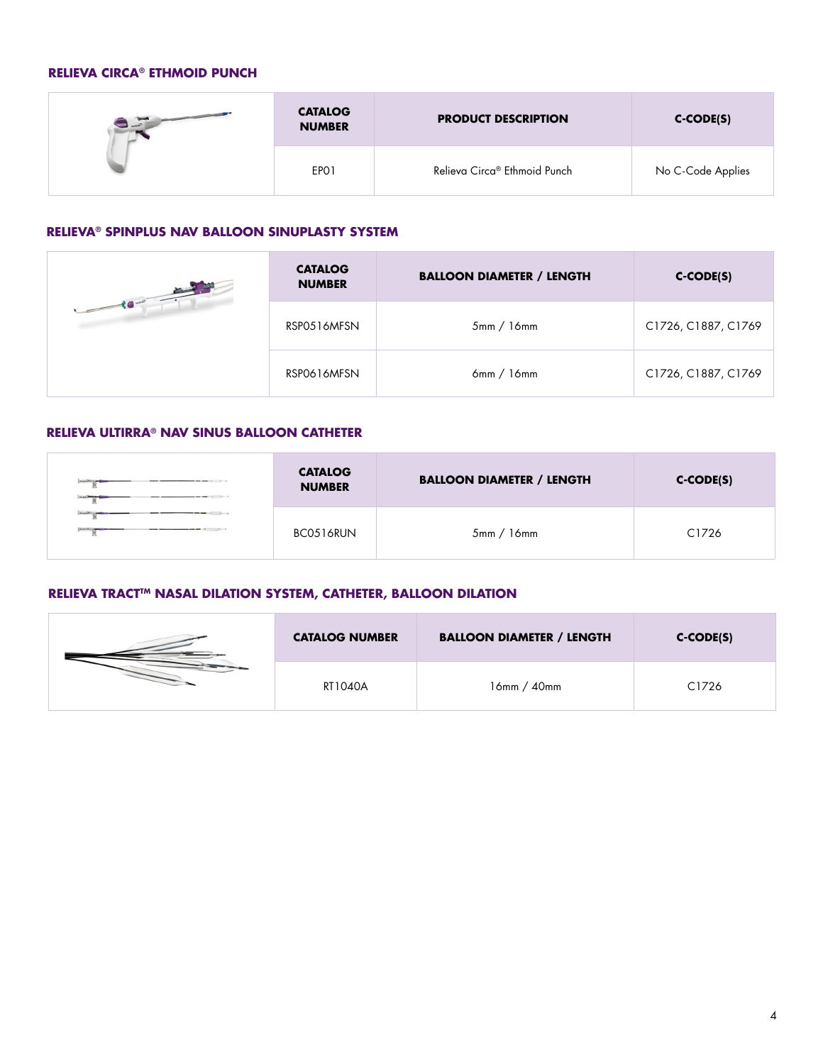### RELIEVA CIRCA® ETHMOID PUNCH

| CATALOG NUMBER | PRODUCT DESCRIPTION | C-CODE(S) |
|---|---|---|
| EP01 | Relieva Circa® Ethmoid Punch | No C-Code Applies |

### RELIEVA® SPINPLUS NAV BALLOON SINUPLASTY SYSTEM

| CATALOG NUMBER | BALLOON DIAMETER / LENGTH | C-CODE(S) |
|---|---|---|
| RSP0516MFSN | 5mm / 16mm | C1726, C1887, C1769 |
| RSP0616MFSN | 6mm / 16mm | C1726, C1887, C1769 |

### RELIEVA ULTIRRA® NAV SINUS BALLOON CATHETER

| CATALOG NUMBER | BALLOON DIAMETER / LENGTH | C-CODE(S) |
|---|---|---|
| BC0516RUN | 5mm / 16mm | C1726 |

### RELIEVA TRACT™ NASAL DILATION SYSTEM, CATHETER, BALLOON DILATION

| CATALOG NUMBER | BALLOON DIAMETER / LENGTH | C-CODE(S) |
|---|---|---|
| RT1040A | 16mm / 40mm | C1726 |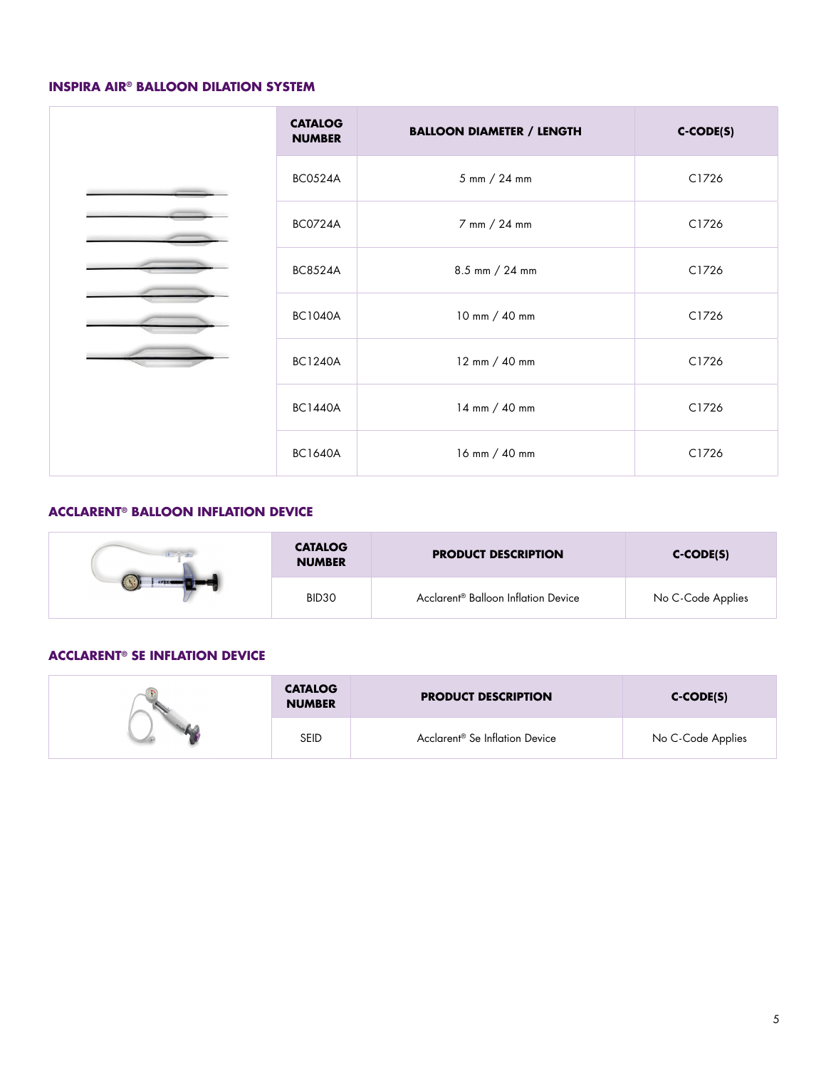### INSPIRA AIR® BALLOON DILATION SYSTEM

| CATALOG NUMBER | BALLOON DIAMETER / LENGTH | C-CODE(S) |
|---|---|---|
| BC0524A | 5 mm / 24 mm | C1726 |
| BC0724A | 7 mm / 24 mm | C1726 |
| BC8524A | 8.5 mm / 24 mm | C1726 |
| BC1040A | 10 mm / 40 mm | C1726 |
| BC1240A | 12 mm / 40 mm | C1726 |
| BC1440A | 14 mm / 40 mm | C1726 |
| BC1640A | 16 mm / 40 mm | C1726 |

### ACCLARENT® BALLOON INFLATION DEVICE

| CATALOG NUMBER | PRODUCT DESCRIPTION | C-CODE(S) |
|---|---|---|
| BID30 | Acclarent® Balloon Inflation Device | No C-Code Applies |

### ACCLARENT® SE INFLATION DEVICE

| CATALOG NUMBER | PRODUCT DESCRIPTION | C-CODE(S) |
|---|---|---|
| SEID | Acclarent® Se Inflation Device | No C-Code Applies |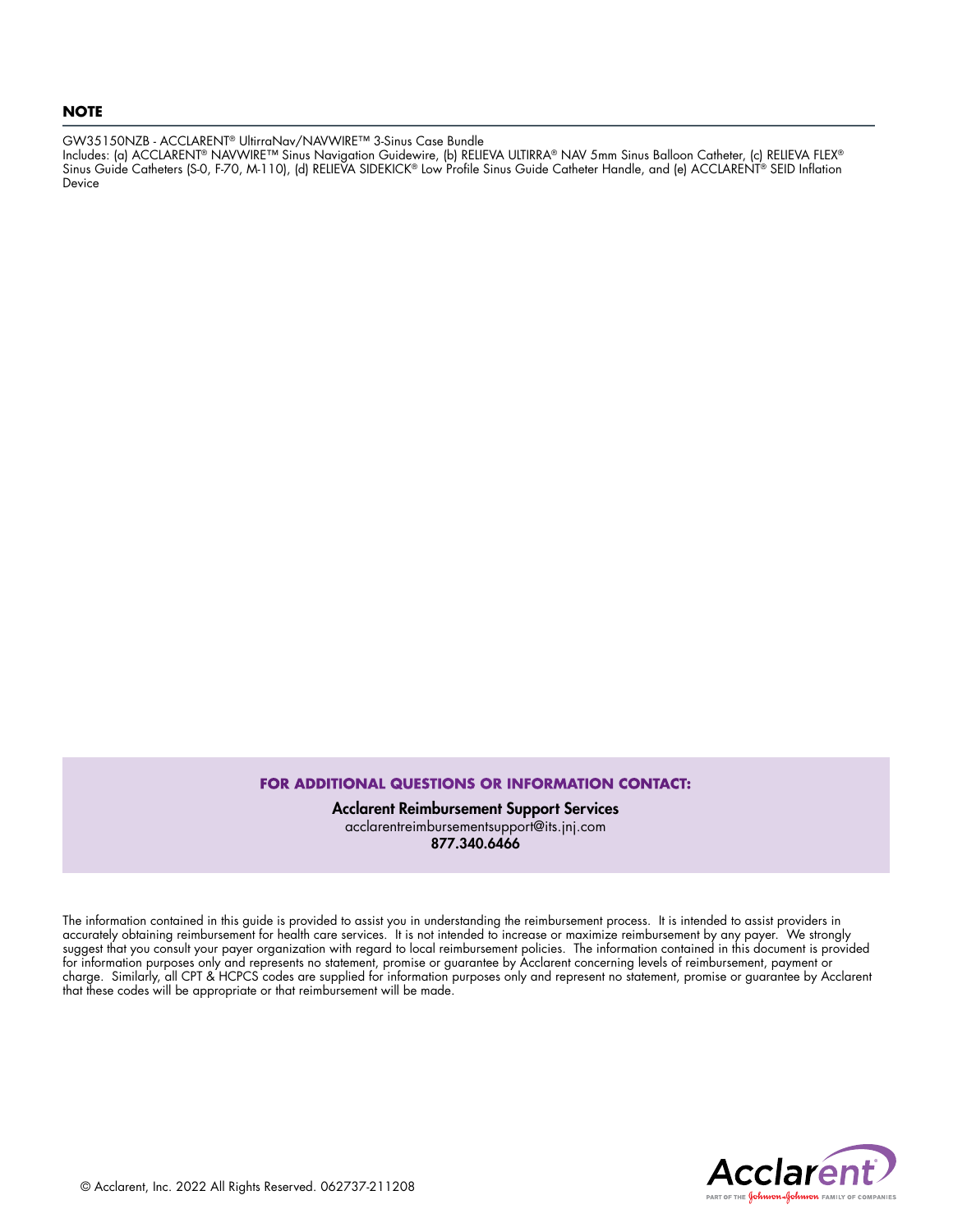**NOTE**

GW35150NZB - ACCLARENT® UltirraNav/NAVWIRE™ 3-Sinus Case Bundle
Includes: (a) ACCLARENT® NAVWIRE™ Sinus Navigation Guidewire, (b) RELIEVA ULTIRRA® NAV 5mm Sinus Balloon Catheter, (c) RELIEVA FLEX® Sinus Guide Catheters (S-0, F-70, M-110), (d) RELIEVA SIDEKICK® Low Profile Sinus Guide Catheter Handle, and (e) ACCLARENT® SEID Inflation Device

**FOR ADDITIONAL QUESTIONS OR INFORMATION CONTACT:**

**Acclarent Reimbursement Support Services**
acclarentreimbursementsupport@its.jnj.com
**877.340.6466**

The information contained in this guide is provided to assist you in understanding the reimbursement process. It is intended to assist providers in accurately obtaining reimbursement for health care services. It is not intended to increase or maximize reimbursement by any payer. We strongly suggest that you consult your payer organization with regard to local reimbursement policies. The information contained in this document is provided for information purposes only and represents no statement, promise or guarantee by Acclarent concerning levels of reimbursement, payment or charge. Similarly, all CPT & HCPCS codes are supplied for information purposes only and represent no statement, promise or guarantee by Acclarent that these codes will be appropriate or that reimbursement will be made.

© Acclarent, Inc. 2022 All Rights Reserved. 062737-211208

Acclarent
PART OF THE Johnson & Johnson FAMILY OF COMPANIES